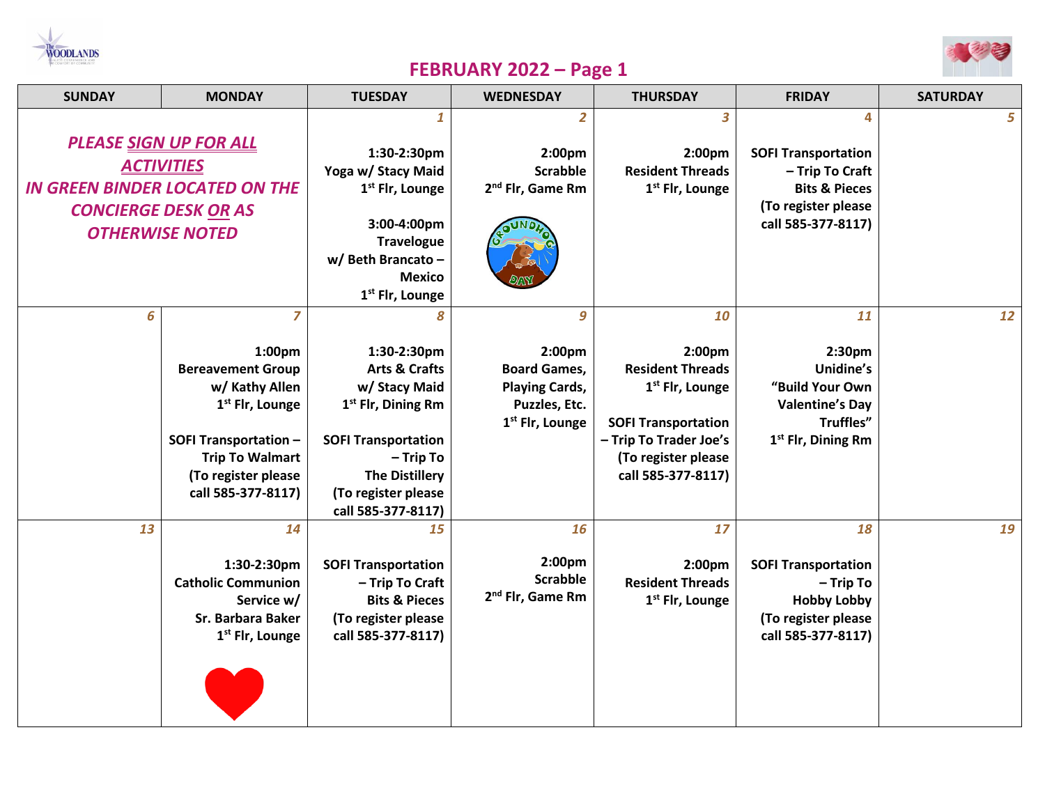# FEBRUARY 2022 – Page 1

| SUNDAY | MONDAY | TUESDAY | WEDNESDAY | THURSDAY | FRIDAY | SATURDAY |
|---|---|---|---|---|---|---|
| ***PLEASE SIGN UP FOR ALL ACTIVITIES IN GREEN BINDER LOCATED ON THE CONCIERGE DESK OR AS OTHERWISE NOTED*** | | **1**<br>**1:30-2:30pm**<br>**Yoga w/ Stacy Maid**<br>**1st Flr, Lounge**<br><br>**3:00-4:00pm**<br>**Travelogue w/ Beth Brancato – Mexico**<br>**1st Flr, Lounge** | **2**<br>**2:00pm**<br>**Scrabble**<br>**2nd Flr, Game Rm**<br>Groundhog Day | **3**<br>**2:00pm**<br>**Resident Threads**<br>**1st Flr, Lounge** | **4**<br>**SOFI Transportation – Trip To Craft Bits & Pieces**<br>**(To register please call 585-377-8117)** | **5** |
| **6** | **7**<br>**1:00pm**<br>**Bereavement Group w/ Kathy Allen**<br>**1st Flr, Lounge**<br><br>**SOFI Transportation – Trip To Walmart**<br>**(To register please call 585-377-8117)** | **8**<br>**1:30-2:30pm**<br>**Arts & Crafts w/ Stacy Maid**<br>**1st Flr, Dining Rm**<br><br>**SOFI Transportation – Trip To The Distillery**<br>**(To register please call 585-377-8117)** | **9**<br>**2:00pm**<br>**Board Games, Playing Cards, Puzzles, Etc.**<br>**1st Flr, Lounge** | **10**<br>**2:00pm**<br>**Resident Threads**<br>**1st Flr, Lounge**<br><br>**SOFI Transportation – Trip To Trader Joe's**<br>**(To register please call 585-377-8117)** | **11**<br>**2:30pm**<br>**Unidine's "Build Your Own Valentine's Day Truffles"**<br>**1st Flr, Dining Rm** | **12** |
| **13** | **14**<br>**1:30-2:30pm**<br>**Catholic Communion Service w/ Sr. Barbara Baker**<br>**1st Flr, Lounge** | **15**<br>**SOFI Transportation – Trip To Craft Bits & Pieces**<br>**(To register please call 585-377-8117)** | **16**<br>**2:00pm**<br>**Scrabble**<br>**2nd Flr, Game Rm** | **17**<br>**2:00pm**<br>**Resident Threads**<br>**1st Flr, Lounge** | **18**<br>**SOFI Transportation – Trip To Hobby Lobby**<br>**(To register please call 585-377-8117)** | **19** |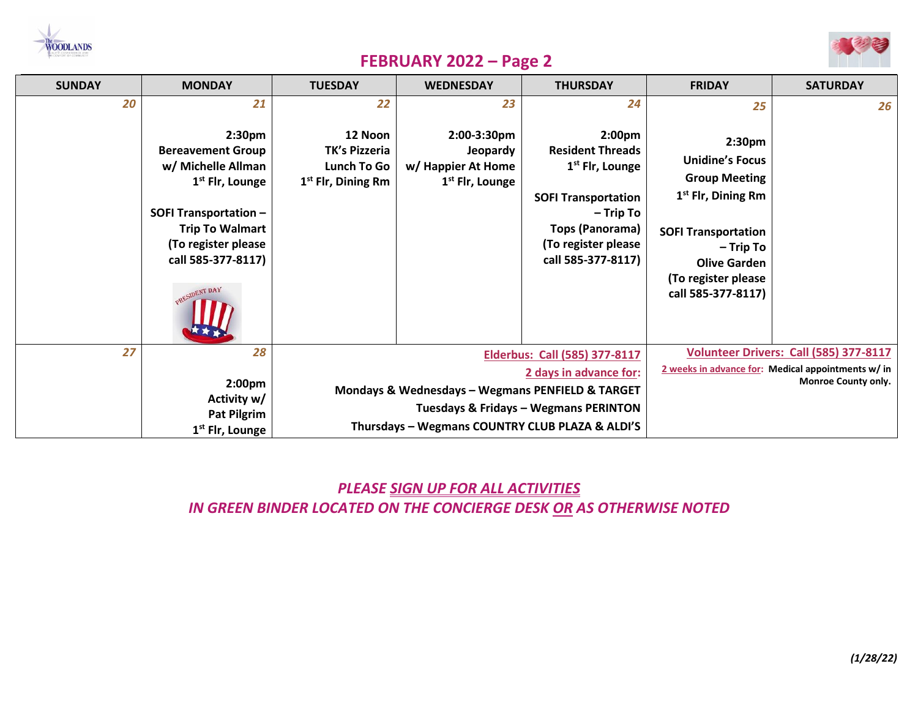## FEBRUARY 2022 – Page 2

| SUNDAY | MONDAY | TUESDAY | WEDNESDAY | THURSDAY | FRIDAY | SATURDAY |
|---|---|---|---|---|---|---|
| 20 | 21<br>**2:30pm Bereavement Group w/ Michelle Allman 1st Flr, Lounge**<br><br>**SOFI Transportation – Trip To Walmart (To register please call 585-377-8117)**<br><br>PRESIDENT DAY | 22<br>**12 Noon TK's Pizzeria Lunch To Go 1st Flr, Dining Rm** | 23<br>**2:00-3:30pm Jeopardy w/ Happier At Home 1st Flr, Lounge** | 24<br>**2:00pm Resident Threads 1st Flr, Lounge**<br><br>**SOFI Transportation – Trip To Tops (Panorama) (To register please call 585-377-8117)** | 25<br>**2:30pm Unidine's Focus Group Meeting 1st Flr, Dining Rm**<br><br>**SOFI Transportation – Trip To Olive Garden (To register please call 585-377-8117)** | 26 |
| 27 | 28<br>**2:00pm Activity w/ Pat Pilgrim 1st Flr, Lounge** | **Elderbus: Call (585) 377-8117**<br>**2 days in advance for:**<br>**Mondays & Wednesdays – Wegmans PENFIELD & TARGET**<br>**Tuesdays & Fridays – Wegmans PERINTON**<br>**Thursdays – Wegmans COUNTRY CLUB PLAZA & ALDI'S** | | | **Volunteer Drivers: Call (585) 377-8117**<br>**2 weeks in advance for: Medical appointments w/ in Monroe County only.** | |

***PLEASE SIGN UP FOR ALL ACTIVITIES***
***IN GREEN BINDER LOCATED ON THE CONCIERGE DESK OR AS OTHERWISE NOTED***

*(1/28/22)*